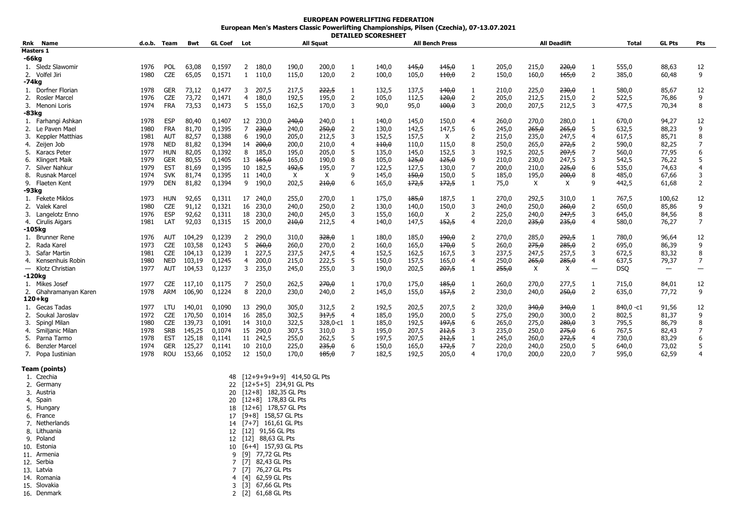**EUROPEAN POWERLIFTING FEDERATION**

**European Men's Masters Classic Powerlifting Championships, Pilsen (Czechia), 07-13.07.2021**

**DETAILED SCORESHEET**

| Rnk | Name | d.o.b. | Team | Bwt | GL Coef | Lot | All Squat | | | | All Bench Press | | | | All Deadlift | | | | Total | GL Pts | Pts |
|---|---|---|---|---|---|---|---|---|---|---|---|---|---|---|---|---|---|---|---|---|---|
| **Masters 1** | | | | | | | | | | | | | | | | | | | | | |
| **-66kg** | | | | | | | | | | | | | | | | | | | | | |
| 1. | Sledz Slawomir | 1976 | POL | 63,08 | 0,1597 | 2 | 180,0 | 190,0 | 200,0 | 1 | 140,0 | ~~145,0~~ | ~~145,0~~ | 1 | 205,0 | 215,0 | ~~220,0~~ | 1 | 555,0 | 88,63 | 12 |
| 2. | Volfel Jiri | 1980 | CZE | 65,05 | 0,1571 | 1 | 110,0 | 115,0 | 120,0 | 2 | 100,0 | 105,0 | ~~110,0~~ | 2 | 150,0 | 160,0 | ~~165,0~~ | 2 | 385,0 | 60,48 | 9 |
| **-74kg** | | | | | | | | | | | | | | | | | | | | | |
| 1. | Dorfner Florian | 1978 | GER | 73,12 | 0,1477 | 3 | 207,5 | 217,5 | ~~222,5~~ | 1 | 132,5 | 137,5 | ~~140,0~~ | 1 | 210,0 | 225,0 | ~~230,0~~ | 1 | 580,0 | 85,67 | 12 |
| 2. | Rosler Marcel | 1976 | CZE | 73,72 | 0,1471 | 4 | 180,0 | 192,5 | 195,0 | 2 | 105,0 | 112,5 | ~~120,0~~ | 2 | 205,0 | 212,5 | 215,0 | 2 | 522,5 | 76,86 | 9 |
| 3. | Menoni Loris | 1974 | FRA | 73,53 | 0,1473 | 5 | 155,0 | 162,5 | 170,0 | 3 | 90,0 | 95,0 | ~~100,0~~ | 3 | 200,0 | 207,5 | 212,5 | 3 | 477,5 | 70,34 | 8 |
| **-83kg** | | | | | | | | | | | | | | | | | | | | | |
| 1. | Farhangi Ashkan | 1978 | ESP | 80,40 | 0,1407 | 12 | 230,0 | ~~240,0~~ | 240,0 | 1 | 140,0 | 145,0 | 150,0 | 4 | 260,0 | 270,0 | 280,0 | 1 | 670,0 | 94,27 | 12 |
| 2. | Le Paven Mael | 1980 | FRA | 81,70 | 0,1395 | 7 | ~~230,0~~ | 240,0 | ~~250,0~~ | 2 | 130,0 | 142,5 | 147,5 | 6 | 245,0 | ~~265,0~~ | ~~265,0~~ | 5 | 632,5 | 88,23 | 9 |
| 3. | Keppler Matthias | 1981 | AUT | 82,57 | 0,1388 | 6 | 190,0 | 205,0 | 212,5 | 3 | 152,5 | 157,5 | X | 2 | 215,0 | 235,0 | 247,5 | 4 | 617,5 | 85,71 | 8 |
| 4. | Zeijen Job | 1978 | NED | 81,82 | 0,1394 | 14 | ~~200,0~~ | 200,0 | 210,0 | 4 | ~~110,0~~ | 110,0 | 115,0 | 8 | 250,0 | 265,0 | ~~272,5~~ | 2 | 590,0 | 82,25 | 7 |
| 5. | Karacs Peter | 1977 | HUN | 82,05 | 0,1392 | 8 | 185,0 | 195,0 | 205,0 | 5 | 135,0 | 145,0 | 152,5 | 3 | 192,5 | 202,5 | ~~207,5~~ | 7 | 560,0 | 77,95 | 6 |
| 6. | Klingert Maik | 1979 | GER | 80,55 | 0,1405 | 13 | ~~165,0~~ | 165,0 | 190,0 | 8 | 105,0 | ~~125,0~~ | ~~125,0~~ | 9 | 210,0 | 230,0 | 247,5 | 3 | 542,5 | 76,22 | 5 |
| 7. | Silver Nahkur | 1979 | EST | 81,69 | 0,1395 | 10 | 182,5 | ~~192,5~~ | 195,0 | 7 | 122,5 | 127,5 | 130,0 | 7 | 200,0 | 210,0 | ~~225,0~~ | 6 | 535,0 | 74,63 | 4 |
| 8. | Rusnak Marcel | 1974 | SVK | 81,74 | 0,1395 | 11 | 140,0 | X | X | 9 | 145,0 | ~~150,0~~ | 150,0 | 5 | 185,0 | 195,0 | ~~200,0~~ | 8 | 485,0 | 67,66 | 3 |
| 9. | Flaeten Kent | 1979 | DEN | 81,82 | 0,1394 | 9 | 190,0 | 202,5 | ~~210,0~~ | 6 | 165,0 | ~~172,5~~ | ~~172,5~~ | 1 | 75,0 | X | X | 9 | 442,5 | 61,68 | 2 |
| **-93kg** | | | | | | | | | | | | | | | | | | | | | |
| 1. | Fekete Miklos | 1973 | HUN | 92,65 | 0,1311 | 17 | 240,0 | 255,0 | 270,0 | 1 | 175,0 | ~~185,0~~ | 187,5 | 1 | 270,0 | 292,5 | 310,0 | 1 | 767,5 | 100,62 | 12 |
| 2. | Valek Karel | 1980 | CZE | 91,12 | 0,1321 | 16 | 230,0 | 240,0 | 250,0 | 2 | 130,0 | 140,0 | 150,0 | 3 | 240,0 | 250,0 | ~~260,0~~ | 2 | 650,0 | 85,86 | 9 |
| 3. | Langelotz Enno | 1976 | ESP | 92,62 | 0,1311 | 18 | 230,0 | 240,0 | 245,0 | 3 | 155,0 | 160,0 | X | 2 | 225,0 | 240,0 | ~~247,5~~ | 3 | 645,0 | 84,56 | 8 |
| 4. | Cirulis Aigars | 1981 | LAT | 92,03 | 0,1315 | 15 | 200,0 | ~~210,0~~ | 212,5 | 4 | 140,0 | 147,5 | ~~152,5~~ | 4 | 220,0 | ~~235,0~~ | ~~235,0~~ | 4 | 580,0 | 76,27 | 7 |
| **-105kg** | | | | | | | | | | | | | | | | | | | | | |
| 1. | Brunner Rene | 1976 | AUT | 104,29 | 0,1239 | 2 | 290,0 | 310,0 | ~~328,0~~ | 1 | 180,0 | 185,0 | ~~190,0~~ | 2 | 270,0 | 285,0 | ~~292,5~~ | 1 | 780,0 | 96,64 | 12 |
| 2. | Rada Karel | 1973 | CZE | 103,58 | 0,1243 | 5 | ~~260,0~~ | 260,0 | 270,0 | 2 | 160,0 | 165,0 | ~~170,0~~ | 5 | 260,0 | ~~275,0~~ | ~~285,0~~ | 2 | 695,0 | 86,39 | 9 |
| 3. | Safar Martin | 1981 | CZE | 104,13 | 0,1239 | 1 | 227,5 | 237,5 | 247,5 | 4 | 152,5 | 162,5 | 167,5 | 3 | 237,5 | 247,5 | 257,5 | 3 | 672,5 | 83,32 | 8 |
| 4. | Kensenhuis Robin | 1980 | NED | 103,19 | 0,1245 | 4 | 200,0 | 215,0 | 222,5 | 5 | 150,0 | 157,5 | 165,0 | 4 | 250,0 | ~~265,0~~ | ~~285,0~~ | 4 | 637,5 | 79,37 | 7 |
| — | Klotz Christian | 1977 | AUT | 104,53 | 0,1237 | 3 | 235,0 | 245,0 | 255,0 | 3 | 190,0 | 202,5 | ~~207,5~~ | 1 | ~~255,0~~ | X | X | — | DSQ | — | — |
| **-120kg** | | | | | | | | | | | | | | | | | | | | | |
| 1. | Mikes Josef | 1977 | CZE | 117,10 | 0,1175 | 7 | 250,0 | 262,5 | ~~270,0~~ | 1 | 170,0 | 175,0 | ~~185,0~~ | 1 | 260,0 | 270,0 | 277,5 | 1 | 715,0 | 84,01 | 12 |
| 2. | Ghahramanyan Karen | 1978 | ARM | 106,90 | 0,1224 | 8 | 220,0 | 230,0 | 240,0 | 2 | 145,0 | 155,0 | ~~157,5~~ | 2 | 230,0 | 240,0 | ~~250,0~~ | 2 | 635,0 | 77,72 | 9 |
| **120+kg** | | | | | | | | | | | | | | | | | | | | | |
| 1. | Gecas Tadas | 1977 | LTU | 140,01 | 0,1090 | 13 | 290,0 | 305,0 | 312,5 | 2 | 192,5 | 202,5 | 207,5 | 2 | 320,0 | ~~340,0~~ | ~~340,0~~ | 1 | 840,0 -c1 | 91,56 | 12 |
| 2. | Soukal Jaroslav | 1972 | CZE | 170,50 | 0,1014 | 16 | 285,0 | 302,5 | ~~317,5~~ | 4 | 185,0 | 195,0 | 200,0 | 5 | 275,0 | 290,0 | 300,0 | 2 | 802,5 | 81,37 | 9 |
| 3. | Spingl Milan | 1980 | CZE | 139,73 | 0,1091 | 14 | 310,0 | 322,5 | 328,0-c1 | 1 | 185,0 | 192,5 | ~~197,5~~ | 6 | 265,0 | 275,0 | ~~280,0~~ | 3 | 795,5 | 86,79 | 8 |
| 4. | Smiljanic Milan | 1978 | SRB | 145,25 | 0,1074 | 15 | 290,0 | 307,5 | 310,0 | 3 | 195,0 | 207,5 | ~~212,5~~ | 3 | 235,0 | 250,0 | ~~275,0~~ | 6 | 767,5 | 82,43 | 7 |
| 5. | Parna Tarmo | 1978 | EST | 125,18 | 0,1141 | 11 | 242,5 | 255,0 | 262,5 | 5 | 197,5 | 207,5 | ~~212,5~~ | 1 | 245,0 | 260,0 | ~~272,5~~ | 4 | 730,0 | 83,29 | 6 |
| 6. | Benzler Marcel | 1974 | GER | 125,27 | 0,1141 | 10 | 210,0 | 225,0 | ~~235,0~~ | 6 | 150,0 | 165,0 | ~~172,5~~ | 7 | 220,0 | 240,0 | 250,0 | 5 | 640,0 | 73,02 | 5 |
| 7. | Popa Iustinian | 1978 | ROU | 153,66 | 0,1052 | 12 | 150,0 | 170,0 | ~~185,0~~ | 7 | 182,5 | 192,5 | 205,0 | 4 | 170,0 | 200,0 | 220,0 | 7 | 595,0 | 62,59 | 4 |

**Team (points)**

| | Team | Points | Details |
|---|---|---|---|
| 1. | Czechia | 48 | [12+9+9+9+9] 414,50 GL Pts |
| 2. | Germany | 22 | [12+5+5] 234,91 GL Pts |
| 3. | Austria | 20 | [12+8] 182,35 GL Pts |
| 4. | Spain | 20 | [12+8] 178,83 GL Pts |
| 5. | Hungary | 18 | [12+6] 178,57 GL Pts |
| 6. | France | 17 | [9+8] 158,57 GL Pts |
| 7. | Netherlands | 14 | [7+7] 161,61 GL Pts |
| 8. | Lithuania | 12 | [12] 91,56 GL Pts |
| 9. | Poland | 12 | [12] 88,63 GL Pts |
| 10. | Estonia | 10 | [6+4] 157,93 GL Pts |
| 11. | Armenia | 9 | [9] 77,72 GL Pts |
| 12. | Serbia | 7 | [7] 82,43 GL Pts |
| 13. | Latvia | 7 | [7] 76,27 GL Pts |
| 14. | Romania | 4 | [4] 62,59 GL Pts |
| 15. | Slovakia | 3 | [3] 67,66 GL Pts |
| 16. | Denmark | 2 | [2] 61,68 GL Pts |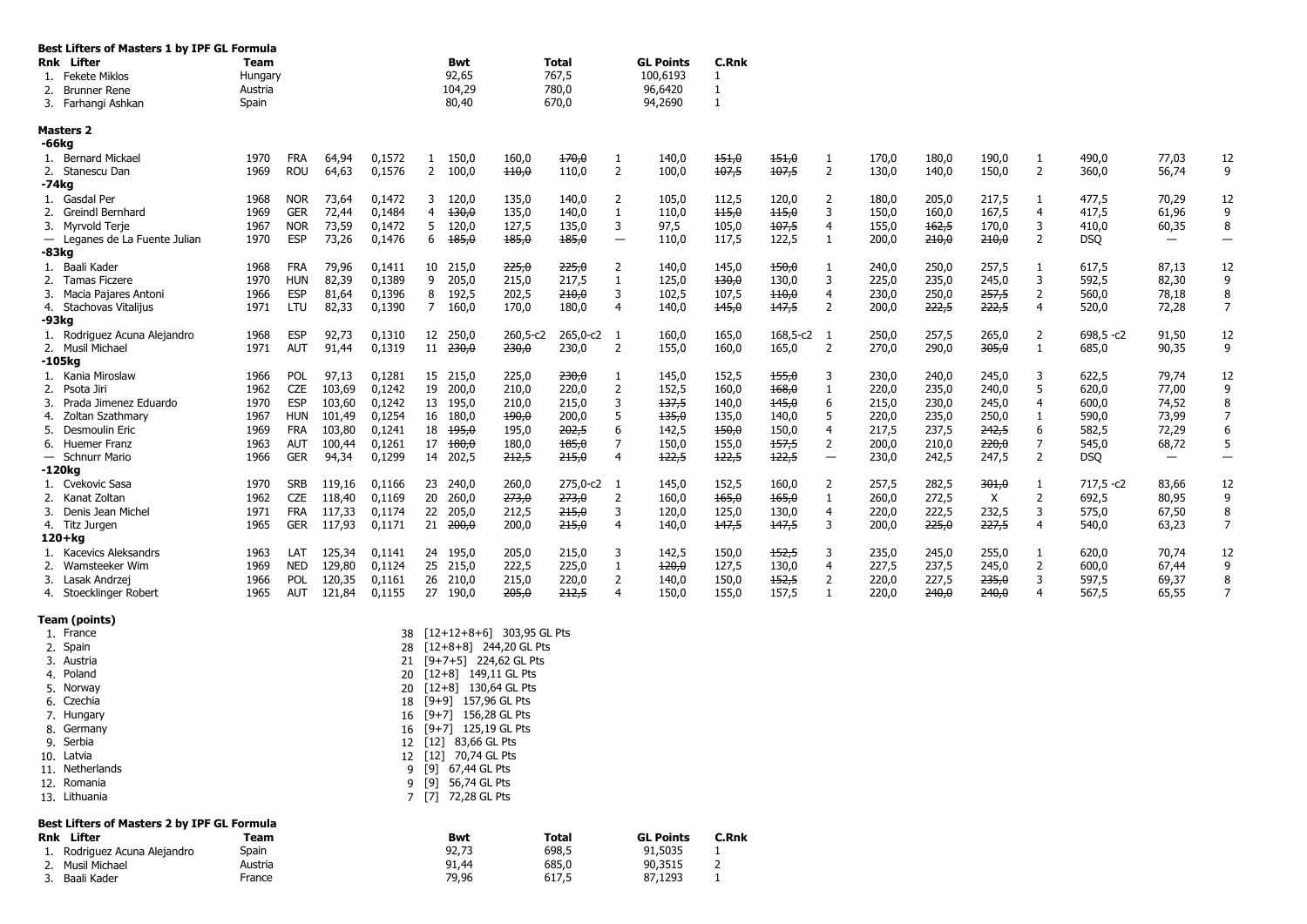**Best Lifters of Masters 1 by IPF GL Formula**

| Rnk | Lifter | Team | Bwt | Total | GL Points | C.Rnk |
|---|---|---|---|---|---|---|
| 1. | Fekete Miklos | Hungary | 92,65 | 767,5 | 100,6193 | 1 |
| 2. | Brunner Rene | Austria | 104,29 | 780,0 | 96,6420 | 1 |
| 3. | Farhangi Ashkan | Spain | 80,40 | 670,0 | 94,2690 | 1 |

**Masters 2**

| | | | | | | | | | | | | | | | | | | | | | | | | |
|---|---|---|---|---|---|---|---|---|---|---|---|---|---|---|---|---|---|---|---|---|---|---|---|---|
| **-66kg** | | | | | | | | | | | | | | | | | | | | | | | | |
| 1. | Bernard Mickael | 1970 | FRA | 64,94 | 0,1572 | 1 | 150,0 | 160,0 | ~~170,0~~ | 1 | 140,0 | ~~151,0~~ | ~~151,0~~ | 1 | 170,0 | 180,0 | 190,0 | 1 | 490,0 | 77,03 | 12 |
| 2. | Stanescu Dan | 1969 | ROU | 64,63 | 0,1576 | 2 | 100,0 | ~~110,0~~ | 110,0 | 2 | 100,0 | ~~107,5~~ | ~~107,5~~ | 2 | 130,0 | 140,0 | 150,0 | 2 | 360,0 | 56,74 | 9 |
| **-74kg** | | | | | | | | | | | | | | | | | | | | | | | | |
| 1. | Gasdal Per | 1968 | NOR | 73,64 | 0,1472 | 3 | 120,0 | 135,0 | 140,0 | 2 | 105,0 | 112,5 | 120,0 | 2 | 180,0 | 205,0 | 217,5 | 1 | 477,5 | 70,29 | 12 |
| 2. | Greindl Bernhard | 1969 | GER | 72,44 | 0,1484 | 4 | ~~130,0~~ | 135,0 | 140,0 | 1 | 110,0 | ~~115,0~~ | ~~115,0~~ | 3 | 150,0 | 160,0 | 167,5 | 4 | 417,5 | 61,96 | 9 |
| 3. | Myrvold Terje | 1967 | NOR | 73,59 | 0,1472 | 5 | 120,0 | 127,5 | 135,0 | 3 | 97,5 | 105,0 | ~~107,5~~ | 4 | 155,0 | ~~162,5~~ | 170,0 | 3 | 410,0 | 60,35 | 8 |
| — | Leganes de La Fuente Julian | 1970 | ESP | 73,26 | 0,1476 | 6 | ~~185,0~~ | ~~185,0~~ | ~~185,0~~ | — | 110,0 | 117,5 | 122,5 | 1 | 200,0 | ~~210,0~~ | ~~210,0~~ | 2 | DSQ | — | — |
| **-83kg** | | | | | | | | | | | | | | | | | | | | | | | | |
| 1. | Baali Kader | 1968 | FRA | 79,96 | 0,1411 | 10 | 215,0 | ~~225,0~~ | ~~225,0~~ | 2 | 140,0 | 145,0 | ~~150,0~~ | 1 | 240,0 | 250,0 | 257,5 | 1 | 617,5 | 87,13 | 12 |
| 2. | Tamas Ficzere | 1970 | HUN | 82,39 | 0,1389 | 9 | 205,0 | 215,0 | 217,5 | 1 | 125,0 | ~~130,0~~ | 130,0 | 3 | 225,0 | 235,0 | 245,0 | 3 | 592,5 | 82,30 | 9 |
| 3. | Macia Pajares Antoni | 1966 | ESP | 81,64 | 0,1396 | 8 | 192,5 | 202,5 | ~~210,0~~ | 3 | 102,5 | 107,5 | ~~110,0~~ | 4 | 230,0 | 250,0 | ~~257,5~~ | 2 | 560,0 | 78,18 | 8 |
| 4. | Stachovas Vitalijus | 1971 | LTU | 82,33 | 0,1390 | 7 | 160,0 | 170,0 | 180,0 | 4 | 140,0 | ~~145,0~~ | ~~147,5~~ | 2 | 200,0 | ~~222,5~~ | ~~222,5~~ | 4 | 520,0 | 72,28 | 7 |
| **-93kg** | | | | | | | | | | | | | | | | | | | | | | | | |
| 1. | Rodriguez Acuna Alejandro | 1968 | ESP | 92,73 | 0,1310 | 12 | 250,0 | 260,5-c2 | 265,0-c2 | 1 | 160,0 | 165,0 | 168,5-c2 | 1 | 250,0 | 257,5 | 265,0 | 2 | 698,5 -c2 | 91,50 | 12 |
| 2. | Musil Michael | 1971 | AUT | 91,44 | 0,1319 | 11 | ~~230,0~~ | ~~230,0~~ | 230,0 | 2 | 155,0 | 160,0 | 165,0 | 2 | 270,0 | 290,0 | ~~305,0~~ | 1 | 685,0 | 90,35 | 9 |
| **-105kg** | | | | | | | | | | | | | | | | | | | | | | | | |
| 1. | Kania Miroslaw | 1966 | POL | 97,13 | 0,1281 | 15 | 215,0 | 225,0 | ~~230,0~~ | 1 | 145,0 | 152,5 | ~~155,0~~ | 3 | 230,0 | 240,0 | 245,0 | 3 | 622,5 | 79,74 | 12 |
| 2. | Psota Jiri | 1962 | CZE | 103,69 | 0,1242 | 19 | 200,0 | 210,0 | 220,0 | 2 | 152,5 | 160,0 | ~~168,0~~ | 1 | 220,0 | 235,0 | 240,0 | 5 | 620,0 | 77,00 | 9 |
| 3. | Prada Jimenez Eduardo | 1970 | ESP | 103,60 | 0,1242 | 13 | 195,0 | 210,0 | 215,0 | 3 | ~~137,5~~ | 140,0 | ~~145,0~~ | 6 | 215,0 | 230,0 | 245,0 | 4 | 600,0 | 74,52 | 8 |
| 4. | Zoltan Szathmary | 1967 | HUN | 101,49 | 0,1254 | 16 | 180,0 | ~~190,0~~ | 200,0 | 5 | ~~135,0~~ | 135,0 | 140,0 | 5 | 220,0 | 235,0 | 250,0 | 1 | 590,0 | 73,99 | 7 |
| 5. | Desmoulin Eric | 1969 | FRA | 103,80 | 0,1241 | 18 | ~~195,0~~ | 195,0 | ~~202,5~~ | 6 | 142,5 | ~~150,0~~ | 150,0 | 4 | 217,5 | 237,5 | ~~242,5~~ | 6 | 582,5 | 72,29 | 6 |
| 6. | Huemer Franz | 1963 | AUT | 100,44 | 0,1261 | 17 | ~~180,0~~ | 180,0 | ~~185,0~~ | 7 | 150,0 | 155,0 | ~~157,5~~ | 2 | 200,0 | 210,0 | ~~220,0~~ | 7 | 545,0 | 68,72 | 5 |
| — | Schnurr Mario | 1966 | GER | 94,34 | 0,1299 | 14 | 202,5 | ~~212,5~~ | ~~215,0~~ | 4 | ~~122,5~~ | ~~122,5~~ | ~~122,5~~ | — | 230,0 | 242,5 | 247,5 | 2 | DSQ | — | — |
| **-120kg** | | | | | | | | | | | | | | | | | | | | | | | | |
| 1. | Cvekovic Sasa | 1970 | SRB | 119,16 | 0,1166 | 23 | 240,0 | 260,0 | 275,0-c2 | 1 | 145,0 | 152,5 | 160,0 | 2 | 257,5 | 282,5 | ~~301,0~~ | 1 | 717,5 -c2 | 83,66 | 12 |
| 2. | Kanat Zoltan | 1962 | CZE | 118,40 | 0,1169 | 20 | 260,0 | ~~273,0~~ | ~~273,0~~ | 2 | 160,0 | ~~165,0~~ | ~~165,0~~ | 1 | 260,0 | 272,5 | X | 2 | 692,5 | 80,95 | 9 |
| 3. | Denis Jean Michel | 1971 | FRA | 117,33 | 0,1174 | 22 | 205,0 | 212,5 | ~~215,0~~ | 3 | 120,0 | 125,0 | 130,0 | 4 | 220,0 | 222,5 | 232,5 | 3 | 575,0 | 67,50 | 8 |
| 4. | Titz Jurgen | 1965 | GER | 117,93 | 0,1171 | 21 | ~~200,0~~ | 200,0 | ~~215,0~~ | 4 | 140,0 | ~~147,5~~ | ~~147,5~~ | 3 | 200,0 | ~~225,0~~ | ~~227,5~~ | 4 | 540,0 | 63,23 | 7 |
| **120+kg** | | | | | | | | | | | | | | | | | | | | | | | | |
| 1. | Kacevics Aleksandrs | 1963 | LAT | 125,34 | 0,1141 | 24 | 195,0 | 205,0 | 215,0 | 3 | 142,5 | 150,0 | ~~152,5~~ | 3 | 235,0 | 245,0 | 255,0 | 1 | 620,0 | 70,74 | 12 |
| 2. | Wamsteeker Wim | 1969 | NED | 129,80 | 0,1124 | 25 | 215,0 | 222,5 | 225,0 | 1 | ~~120,0~~ | 127,5 | 130,0 | 4 | 227,5 | 237,5 | 245,0 | 2 | 600,0 | 67,44 | 9 |
| 3. | Lasak Andrzej | 1966 | POL | 120,35 | 0,1161 | 26 | 210,0 | 215,0 | 220,0 | 2 | 140,0 | 150,0 | ~~152,5~~ | 2 | 220,0 | 227,5 | ~~235,0~~ | 3 | 597,5 | 69,37 | 8 |
| 4. | Stoecklinger Robert | 1965 | AUT | 121,84 | 0,1155 | 27 | 190,0 | ~~205,0~~ | ~~212,5~~ | 4 | 150,0 | 155,0 | 157,5 | 1 | 220,0 | ~~240,0~~ | ~~240,0~~ | 4 | 567,5 | 65,55 | 7 |

**Team (points)**

| | | | |
|---|---|---|---|
| 1. | France | 38 | [12+12+8+6] 303,95 GL Pts |
| 2. | Spain | 28 | [12+8+8] 244,20 GL Pts |
| 3. | Austria | 21 | [9+7+5] 224,62 GL Pts |
| 4. | Poland | 20 | [12+8] 149,11 GL Pts |
| 5. | Norway | 20 | [12+8] 130,64 GL Pts |
| 6. | Czechia | 18 | [9+9] 157,96 GL Pts |
| 7. | Hungary | 16 | [9+7] 156,28 GL Pts |
| 8. | Germany | 16 | [9+7] 125,19 GL Pts |
| 9. | Serbia | 12 | [12] 83,66 GL Pts |
| 10. | Latvia | 12 | [12] 70,74 GL Pts |
| 11. | Netherlands | 9 | [9] 67,44 GL Pts |
| 12. | Romania | 9 | [9] 56,74 GL Pts |
| 13. | Lithuania | 7 | [7] 72,28 GL Pts |

**Best Lifters of Masters 2 by IPF GL Formula**

| Rnk | Lifter | Team | Bwt | Total | GL Points | C.Rnk |
|---|---|---|---|---|---|---|
| 1. | Rodriguez Acuna Alejandro | Spain | 92,73 | 698,5 | 91,5035 | 1 |
| 2. | Musil Michael | Austria | 91,44 | 685,0 | 90,3515 | 2 |
| 3. | Baali Kader | France | 79,96 | 617,5 | 87,1293 | 1 |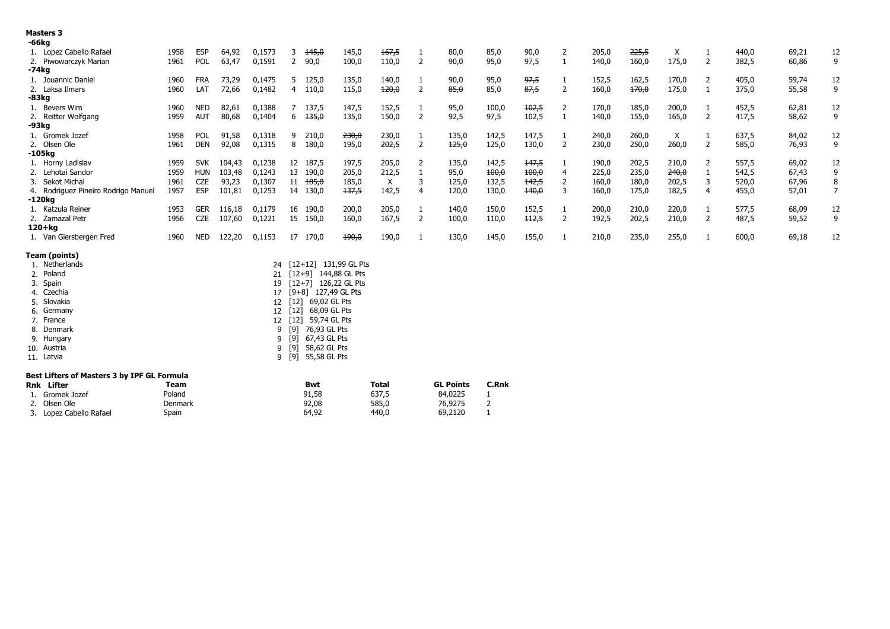**Masters 3**

| | | | | | | | | | | | | | | | | | | | | | |
|---|---|---|---|---|---|---|---|---|---|---|---|---|---|---|---|---|---|---|---|---|---|
| **-66kg** | | | | | | | | | | | | | | | | | | | | | |
| 1. Lopez Cabello Rafael | 1958 | ESP | 64,92 | 0,1573 | 3 | ~~145,0~~ | 145,0 | ~~167,5~~ | 1 | 80,0 | 85,0 | 90,0 | 2 | 205,0 | ~~225,5~~ | X | 1 | 440,0 | 69,21 | 12 |
| 2. Piwowarczyk Marian | 1961 | POL | 63,47 | 0,1591 | 2 | 90,0 | 100,0 | 110,0 | 2 | 90,0 | 95,0 | 97,5 | 1 | 140,0 | 160,0 | 175,0 | 2 | 382,5 | 60,86 | 9 |
| **-74kg** | | | | | | | | | | | | | | | | | | | | | |
| 1. Jouannic Daniel | 1960 | FRA | 73,29 | 0,1475 | 5 | 125,0 | 135,0 | 140,0 | 1 | 90,0 | 95,0 | ~~97,5~~ | 1 | 152,5 | 162,5 | 170,0 | 2 | 405,0 | 59,74 | 12 |
| 2. Laksa Ilmars | 1960 | LAT | 72,66 | 0,1482 | 4 | 110,0 | 115,0 | ~~120,0~~ | 2 | ~~85,0~~ | 85,0 | ~~87,5~~ | 2 | 160,0 | ~~170,0~~ | 175,0 | 1 | 375,0 | 55,58 | 9 |
| **-83kg** | | | | | | | | | | | | | | | | | | | | | |
| 1. Bevers Wim | 1960 | NED | 82,61 | 0,1388 | 7 | 137,5 | 147,5 | 152,5 | 1 | 95,0 | 100,0 | ~~102,5~~ | 2 | 170,0 | 185,0 | 200,0 | 1 | 452,5 | 62,81 | 12 |
| 2. Reitter Wolfgang | 1959 | AUT | 80,68 | 0,1404 | 6 | ~~135,0~~ | 135,0 | 150,0 | 2 | 92,5 | 97,5 | 102,5 | 1 | 140,0 | 155,0 | 165,0 | 2 | 417,5 | 58,62 | 9 |
| **-93kg** | | | | | | | | | | | | | | | | | | | | | |
| 1. Gromek Jozef | 1958 | POL | 91,58 | 0,1318 | 9 | 210,0 | ~~230,0~~ | 230,0 | 1 | 135,0 | 142,5 | 147,5 | 1 | 240,0 | 260,0 | X | 1 | 637,5 | 84,02 | 12 |
| 2. Olsen Ole | 1961 | DEN | 92,08 | 0,1315 | 8 | 180,0 | 195,0 | ~~202,5~~ | 2 | ~~125,0~~ | 125,0 | 130,0 | 2 | 230,0 | 250,0 | 260,0 | 2 | 585,0 | 76,93 | 9 |
| **-105kg** | | | | | | | | | | | | | | | | | | | | | |
| 1. Horny Ladislav | 1959 | SVK | 104,43 | 0,1238 | 12 | 187,5 | 197,5 | 205,0 | 2 | 135,0 | 142,5 | ~~147,5~~ | 1 | 190,0 | 202,5 | 210,0 | 2 | 557,5 | 69,02 | 12 |
| 2. Lehotai Sandor | 1959 | HUN | 103,48 | 0,1243 | 13 | 190,0 | 205,0 | 212,5 | 1 | 95,0 | ~~100,0~~ | ~~100,0~~ | 4 | 225,0 | 235,0 | ~~240,0~~ | 1 | 542,5 | 67,43 | 9 |
| 3. Sekot Michal | 1961 | CZE | 93,23 | 0,1307 | 11 | ~~185,0~~ | 185,0 | X | 3 | 125,0 | 132,5 | ~~142,5~~ | 2 | 160,0 | 180,0 | 202,5 | 3 | 520,0 | 67,96 | 8 |
| 4. Rodriguez Pineiro Rodrigo Manuel | 1957 | ESP | 101,81 | 0,1253 | 14 | 130,0 | ~~137,5~~ | 142,5 | 4 | 120,0 | 130,0 | ~~140,0~~ | 3 | 160,0 | 175,0 | 182,5 | 4 | 455,0 | 57,01 | 7 |
| **-120kg** | | | | | | | | | | | | | | | | | | | | | |
| 1. Katzula Reiner | 1953 | GER | 116,18 | 0,1179 | 16 | 190,0 | 200,0 | 205,0 | 1 | 140,0 | 150,0 | 152,5 | 1 | 200,0 | 210,0 | 220,0 | 1 | 577,5 | 68,09 | 12 |
| 2. Zamazal Petr | 1956 | CZE | 107,60 | 0,1221 | 15 | 150,0 | 160,0 | 167,5 | 2 | 100,0 | 110,0 | ~~112,5~~ | 2 | 192,5 | 202,5 | 210,0 | 2 | 487,5 | 59,52 | 9 |
| **120+kg** | | | | | | | | | | | | | | | | | | | | | |
| 1. Van Giersbergen Fred | 1960 | NED | 122,20 | 0,1153 | 17 | 170,0 | ~~190,0~~ | 190,0 | 1 | 130,0 | 145,0 | 155,0 | 1 | 210,0 | 235,0 | 255,0 | 1 | 600,0 | 69,18 | 12 |

**Team (points)**

| | | |
|---|---|---|
| 1. Netherlands | 24 | [12+12] 131,99 GL Pts |
| 2. Poland | 21 | [12+9] 144,88 GL Pts |
| 3. Spain | 19 | [12+7] 126,22 GL Pts |
| 4. Czechia | 17 | [9+8] 127,49 GL Pts |
| 5. Slovakia | 12 | [12] 69,02 GL Pts |
| 6. Germany | 12 | [12] 68,09 GL Pts |
| 7. France | 12 | [12] 59,74 GL Pts |
| 8. Denmark | 9 | [9] 76,93 GL Pts |
| 9. Hungary | 9 | [9] 67,43 GL Pts |
| 10. Austria | 9 | [9] 58,62 GL Pts |
| 11. Latvia | 9 | [9] 55,58 GL Pts |

**Best Lifters of Masters 3 by IPF GL Formula**

| Rnk Lifter | Team | Bwt | Total | GL Points | C.Rnk |
|---|---|---|---|---|---|
| 1. Gromek Jozef | Poland | 91,58 | 637,5 | 84,0225 | 1 |
| 2. Olsen Ole | Denmark | 92,08 | 585,0 | 76,9275 | 2 |
| 3. Lopez Cabello Rafael | Spain | 64,92 | 440,0 | 69,2120 | 1 |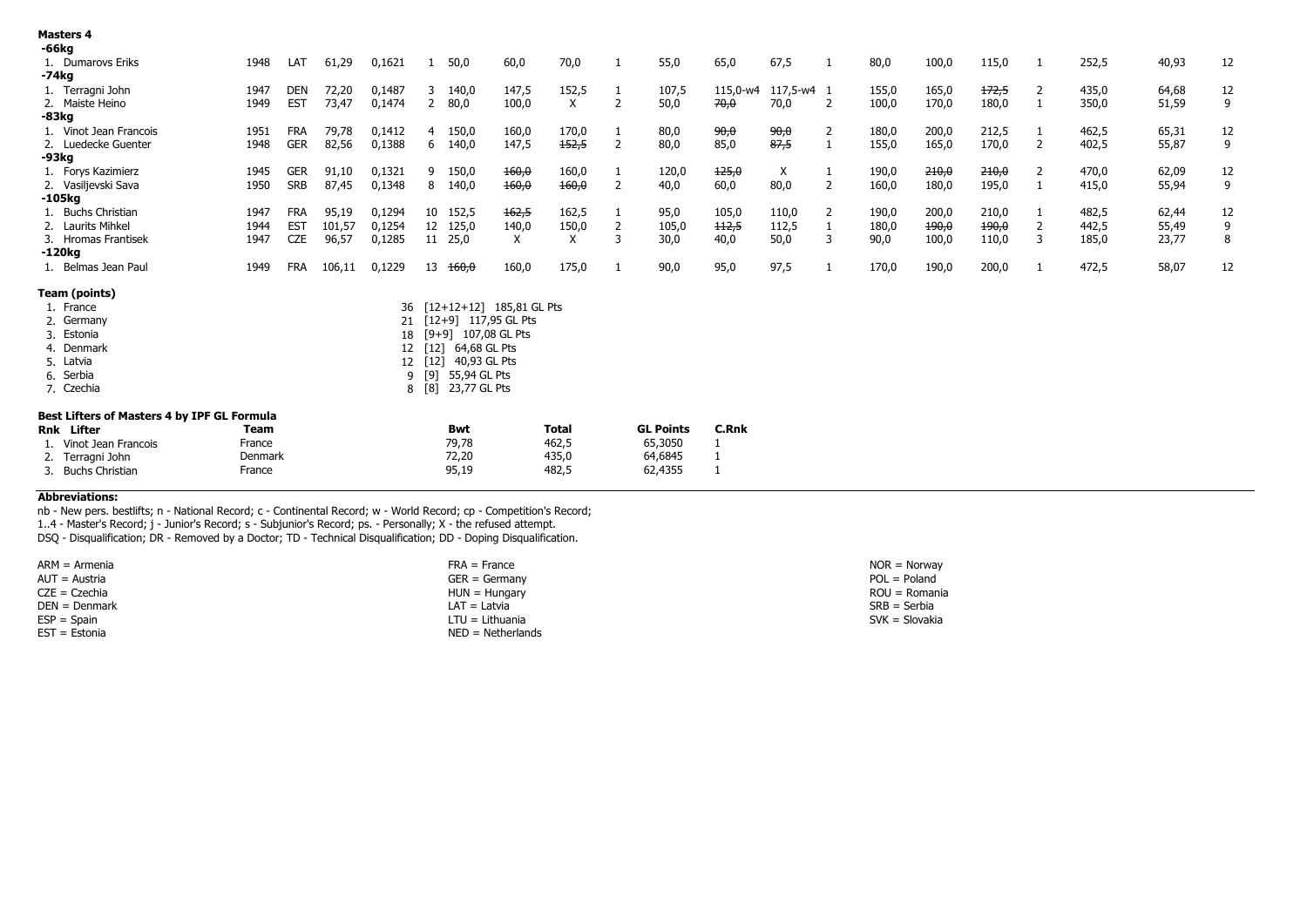**Masters 4**

| | | | | | | | | | | | | | | | | | | | | |
|---|---|---|---|---|---|---|---|---|---|---|---|---|---|---|---|---|---|---|---|---|
| **-66kg** | | | | | | | | | | | | | | | | | | | | |
| 1. Dumarovs Eriks | 1948 | LAT | 61,29 | 0,1621 | 1 | 50,0 | 60,0 | 70,0 | 1 | 55,0 | 65,0 | 67,5 | 1 | 80,0 | 100,0 | 115,0 | 1 | 252,5 | 40,93 | 12 |
| **-74kg** | | | | | | | | | | | | | | | | | | | | |
| 1. Terragni John | 1947 | DEN | 72,20 | 0,1487 | 3 | 140,0 | 147,5 | 152,5 | 1 | 107,5 | 115,0-w4 | 117,5-w4 | 1 | 155,0 | 165,0 | ~~172,5~~ | 2 | 435,0 | 64,68 | 12 |
| 2. Maiste Heino | 1949 | EST | 73,47 | 0,1474 | 2 | 80,0 | 100,0 | X | 2 | 50,0 | ~~70,0~~ | 70,0 | 2 | 100,0 | 170,0 | 180,0 | 1 | 350,0 | 51,59 | 9 |
| **-83kg** | | | | | | | | | | | | | | | | | | | | |
| 1. Vinot Jean Francois | 1951 | FRA | 79,78 | 0,1412 | 4 | 150,0 | 160,0 | 170,0 | 1 | 80,0 | ~~90,0~~ | ~~90,0~~ | 2 | 180,0 | 200,0 | 212,5 | 1 | 462,5 | 65,31 | 12 |
| 2. Luedecke Guenter | 1948 | GER | 82,56 | 0,1388 | 6 | 140,0 | 147,5 | ~~152,5~~ | 2 | 80,0 | 85,0 | ~~87,5~~ | 1 | 155,0 | 165,0 | 170,0 | 2 | 402,5 | 55,87 | 9 |
| **-93kg** | | | | | | | | | | | | | | | | | | | | |
| 1. Forys Kazimierz | 1945 | GER | 91,10 | 0,1321 | 9 | 150,0 | ~~160,0~~ | 160,0 | 1 | 120,0 | ~~125,0~~ | X | 1 | 190,0 | ~~210,0~~ | ~~210,0~~ | 2 | 470,0 | 62,09 | 12 |
| 2. Vasiljevski Sava | 1950 | SRB | 87,45 | 0,1348 | 8 | 140,0 | ~~160,0~~ | ~~160,0~~ | 2 | 40,0 | 60,0 | 80,0 | 2 | 160,0 | 180,0 | 195,0 | 1 | 415,0 | 55,94 | 9 |
| **-105kg** | | | | | | | | | | | | | | | | | | | | |
| 1. Buchs Christian | 1947 | FRA | 95,19 | 0,1294 | 10 | 152,5 | ~~162,5~~ | 162,5 | 1 | 95,0 | 105,0 | 110,0 | 2 | 190,0 | 200,0 | 210,0 | 1 | 482,5 | 62,44 | 12 |
| 2. Laurits Mihkel | 1944 | EST | 101,57 | 0,1254 | 12 | 125,0 | 140,0 | 150,0 | 2 | 105,0 | ~~112,5~~ | 112,5 | 1 | 180,0 | ~~190,0~~ | ~~190,0~~ | 2 | 442,5 | 55,49 | 9 |
| 3. Hromas Frantisek | 1947 | CZE | 96,57 | 0,1285 | 11 | 25,0 | X | X | 3 | 30,0 | 40,0 | 50,0 | 3 | 90,0 | 100,0 | 110,0 | 3 | 185,0 | 23,77 | 8 |
| **-120kg** | | | | | | | | | | | | | | | | | | | | |
| 1. Belmas Jean Paul | 1949 | FRA | 106,11 | 0,1229 | 13 | ~~160,0~~ | 160,0 | 175,0 | 1 | 90,0 | 95,0 | 97,5 | 1 | 170,0 | 190,0 | 200,0 | 1 | 472,5 | 58,07 | 12 |

**Team (points)**

| | | |
|---|---|---|
| 1. France | 36 | [12+12+12] 185,81 GL Pts |
| 2. Germany | 21 | [12+9] 117,95 GL Pts |
| 3. Estonia | 18 | [9+9] 107,08 GL Pts |
| 4. Denmark | 12 | [12] 64,68 GL Pts |
| 5. Latvia | 12 | [12] 40,93 GL Pts |
| 6. Serbia | 9 | [9] 55,94 GL Pts |
| 7. Czechia | 8 | [8] 23,77 GL Pts |

**Best Lifters of Masters 4 by IPF GL Formula**

| Rnk Lifter | Team | Bwt | Total | GL Points | C.Rnk |
|---|---|---|---|---|---|
| 1. Vinot Jean Francois | France | 79,78 | 462,5 | 65,3050 | 1 |
| 2. Terragni John | Denmark | 72,20 | 435,0 | 64,6845 | 1 |
| 3. Buchs Christian | France | 95,19 | 482,5 | 62,4355 | 1 |

**Abbreviations:**

nb - New pers. bestlifts; n - National Record; c - Continental Record; w - World Record; cp - Competition's Record;
1..4 - Master's Record; j - Junior's Record; s - Subjunior's Record; ps. - Personally; X - the refused attempt.
DSQ - Disqualification; DR - Removed by a Doctor; TD - Technical Disqualification; DD - Doping Disqualification.

ARM = Armenia
AUT = Austria
CZE = Czechia
DEN = Denmark
ESP = Spain
EST = Estonia
FRA = France
GER = Germany
HUN = Hungary
LAT = Latvia
LTU = Lithuania
NED = Netherlands
NOR = Norway
POL = Poland
ROU = Romania
SRB = Serbia
SVK = Slovakia